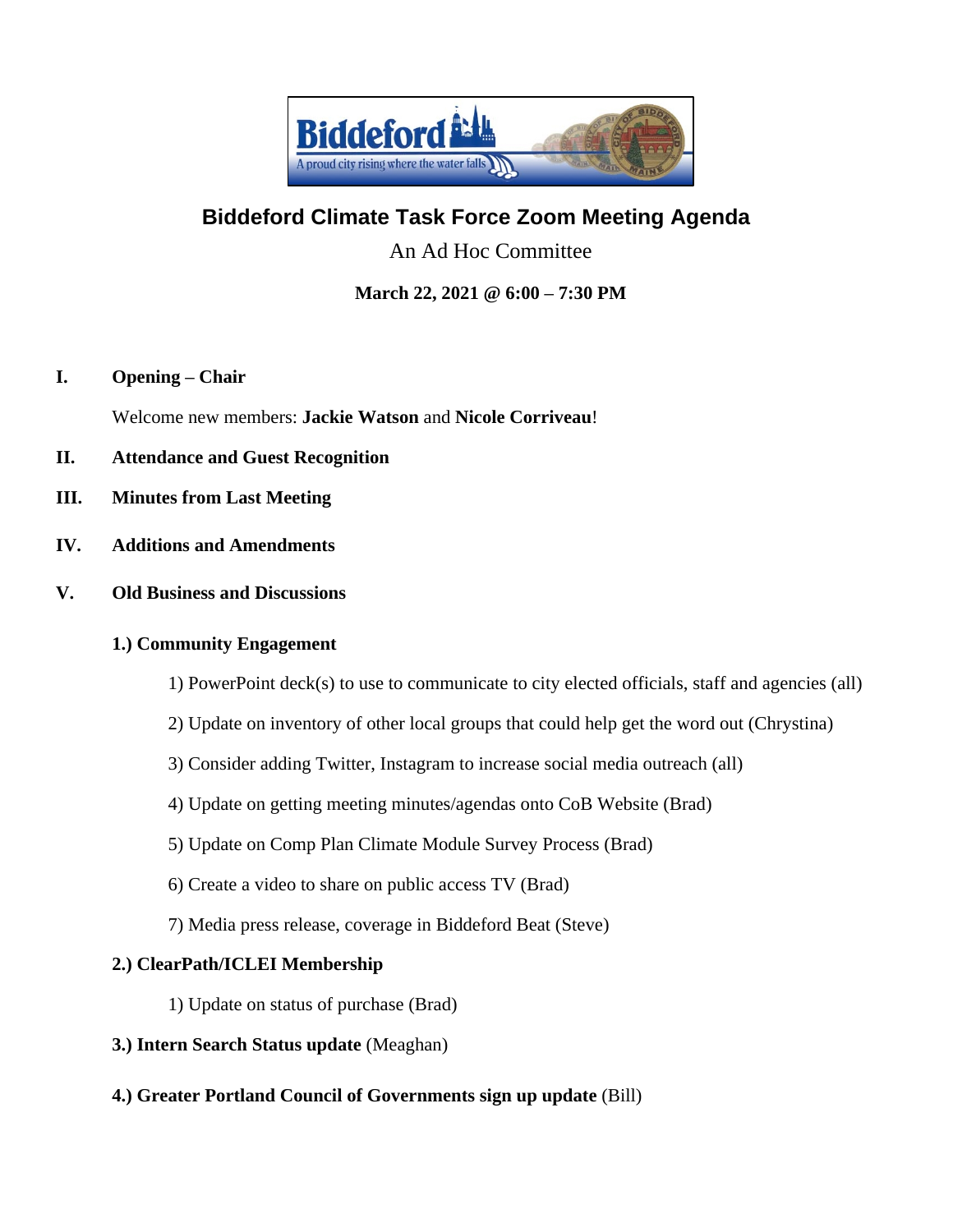# Biddeford Climate Task Force Zoom Meeting Agenda

An Ad Hoc Committee

**March 22, 2021 @ 6:00 – 7:30 PM**

**I. Opening – Chair**

Welcome new members: **Jackie Watson** and **Nicole Corriveau**!

**II. Attendance and Guest Recognition**

**III. Minutes from Last Meeting**

**IV. Additions and Amendments**

**V. Old Business and Discussions**

**1.) Community Engagement**

1) PowerPoint deck(s) to use to communicate to city elected officials, staff and agencies (all)

2) Update on inventory of other local groups that could help get the word out (Chrystina)

3) Consider adding Twitter, Instagram to increase social media outreach (all)

4) Update on getting meeting minutes/agendas onto CoB Website (Brad)

5) Update on Comp Plan Climate Module Survey Process (Brad)

6) Create a video to share on public access TV (Brad)

7) Media press release, coverage in Biddeford Beat (Steve)

**2.) ClearPath/ICLEI Membership**

1) Update on status of purchase (Brad)

**3.) Intern Search Status update** (Meaghan)

**4.) Greater Portland Council of Governments sign up update** (Bill)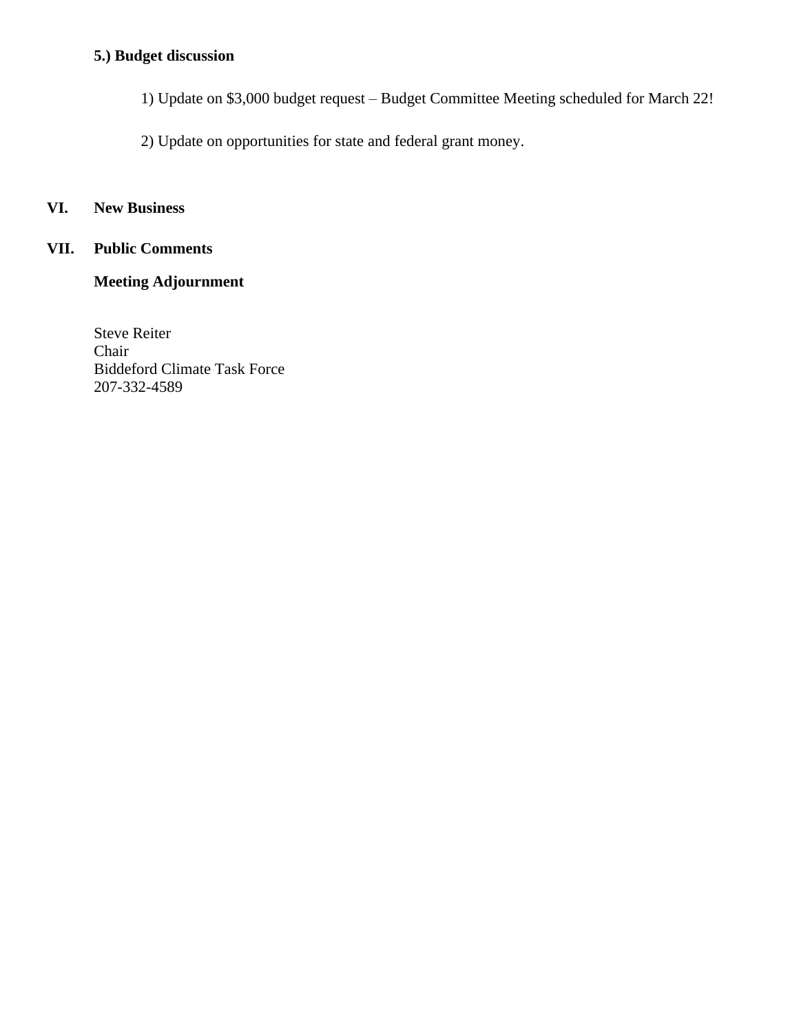**5.) Budget discussion**

1) Update on $3,000 budget request – Budget Committee Meeting scheduled for March 22!

2) Update on opportunities for state and federal grant money.

**VI. New Business**

**VII. Public Comments**

**Meeting Adjournment**

Steve Reiter
Chair
Biddeford Climate Task Force
207-332-4589